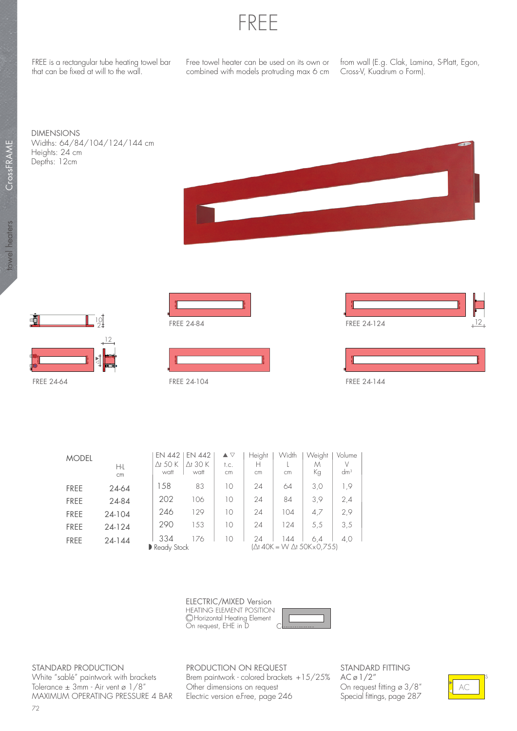# FREE

FREE is a rectangular tube heating towel bar that can be fixed at will to the wall. Free towel heater can be used on its own or combined with models protruding max 6 cm from wall (E.g. Clak, Lamina, S-Platt, Egon, Cross-V, Kuadrum o Form).

DIMENSIONS
Widths: 64/84/104/124/144 cm
Heights: 24 cm
Depths: 12cm

FREE 24-84

FREE 24-124

FREE 24-64

FREE 24-104

FREE 24-144

| MODEL | H-L cm | EN 442 Δt 50 K watt | EN 442 Δt 30 K watt | ▲▽ t.c. cm | Height H cm | Width L cm | Weight M Kg | Volume V dm³ |
|---|---|---|---|---|---|---|---|---|
| FREE | 24-64 | 158 | 83 | 10 | 24 | 64 | 3,0 | 1,9 |
| FREE | 24-84 | 202 | 106 | 10 | 24 | 84 | 3,9 | 2,4 |
| FREE | 24-104 | 246 | 129 | 10 | 24 | 104 | 4,7 | 2,9 |
| FREE | 24-124 | 290 | 153 | 10 | 24 | 124 | 5,5 | 3,5 |
| FREE | 24-144 | 334 | 176 | 10 | 24 | 144 | 6,4 | 4,0 |

◗ Ready Stock

(Δt 40K = W Δt 50Kx0,755)

ELECTRIC/MIXED Version
HEATING ELEMENT POSITION
Ⓒ Horizontal Heating Element
On request, EHE in D

STANDARD PRODUCTION
White "sablé" paintwork with brackets
Tolerance ± 3mm - Air vent ⌀ 1/8"
MAXIMUM OPERATING PRESSURE 4 BAR

PRODUCTION ON REQUEST
Brem paintwork - colored brackets +15/25%
Other dimensions on request
Electric version e.Free, page 246

STANDARD FITTING
AC ⌀ 1/2"
On request fitting ⌀ 3/8"
Special fittings, page 287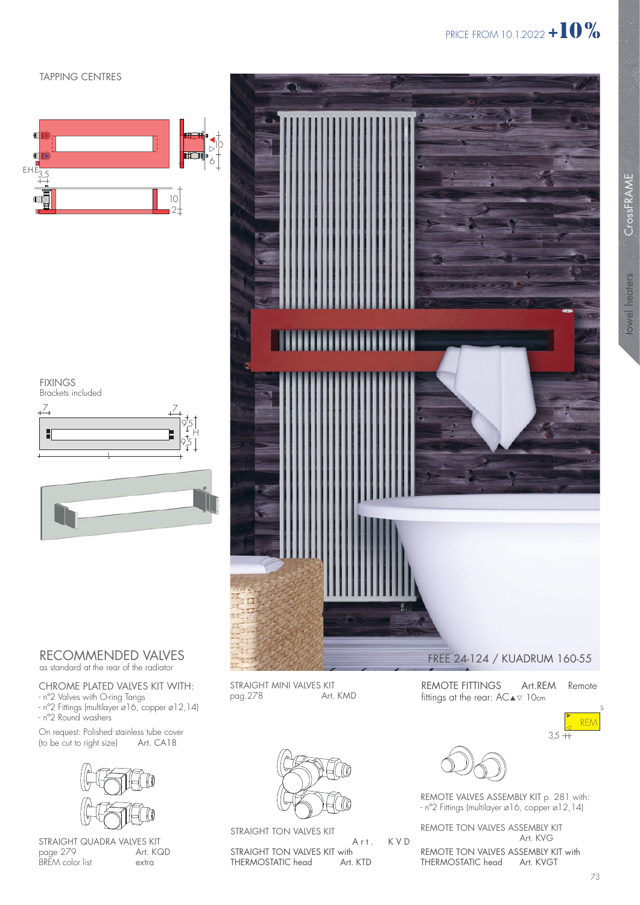PRICE FROM 10.1.2022 **+10%**

## TAPPING CENTRES

E.H.E. 3,5

10

6

10

2

## FIXINGS

Brackets included

Z Z

9,5

H

9,5

L

FREE 24-124 / KUADRUM 160-55

## RECOMMENDED VALVES

as standard at the rear of the radiator

CHROME PLATED VALVES KIT WITH:
- n°2 Valves with O-ring Tangs
- n°2 Fittings (multilayer ø16, copper ø12,14)
- n°2 Round washers

On request: Polished stainless tube cover (to be cut to right size) Art. CA18

STRAIGHT QUADRA VALVES KIT
page 279 Art. KQD
BREM color list extra

STRAIGHT MINI VALVES KIT
pag.278 Art. KMD

STRAIGHT TON VALVES KIT
Art. KVD

STRAIGHT TON VALVES KIT with THERMOSTATIC head Art. KTD

REMOTE FITTINGS Art.REM Remote fittings at the rear: AC▲▽ 10cm

REM

3,5

REMOTE VALVES ASSEMBLY KIT p. 281 with:
- n°2 Fittings (multilayer ø16, copper ø12,14)

REMOTE TON VALVES ASSEMBLY KIT
Art. KVG

REMOTE TON VALVES ASSEMBLY KIT with THERMOSTATIC head Art. KVGT